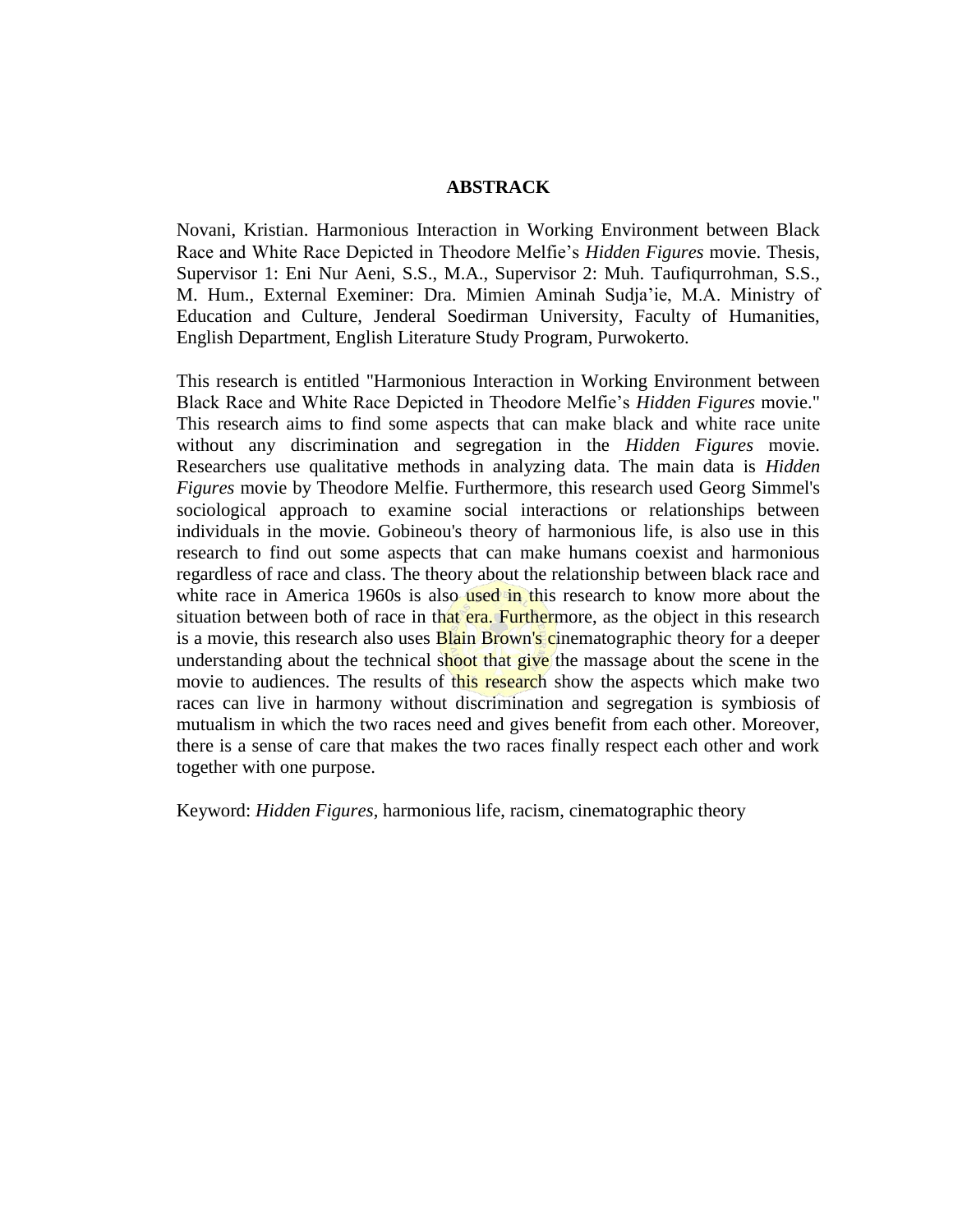# ABSTRACK

Novani, Kristian. Harmonious Interaction in Working Environment between Black Race and White Race Depicted in Theodore Melfie's *Hidden Figures* movie. Thesis, Supervisor 1: Eni Nur Aeni, S.S., M.A., Supervisor 2: Muh. Taufiqurrohman, S.S., M. Hum., External Exeminer: Dra. Mimien Aminah Sudja'ie, M.A. Ministry of Education and Culture, Jenderal Soedirman University, Faculty of Humanities, English Department, English Literature Study Program, Purwokerto.

This research is entitled "Harmonious Interaction in Working Environment between Black Race and White Race Depicted in Theodore Melfie's *Hidden Figures* movie." This research aims to find some aspects that can make black and white race unite without any discrimination and segregation in the *Hidden Figures* movie. Researchers use qualitative methods in analyzing data. The main data is *Hidden Figures* movie by Theodore Melfie. Furthermore, this research used Georg Simmel's sociological approach to examine social interactions or relationships between individuals in the movie. Gobineou's theory of harmonious life, is also use in this research to find out some aspects that can make humans coexist and harmonious regardless of race and class. The theory about the relationship between black race and white race in America 1960s is also used in this research to know more about the situation between both of race in that era. Furthermore, as the object in this research is a movie, this research also uses Blain Brown's cinematographic theory for a deeper understanding about the technical shoot that give the massage about the scene in the movie to audiences. The results of this research show the aspects which make two races can live in harmony without discrimination and segregation is symbiosis of mutualism in which the two races need and gives benefit from each other. Moreover, there is a sense of care that makes the two races finally respect each other and work together with one purpose.

Keyword: *Hidden Figures*, harmonious life, racism, cinematographic theory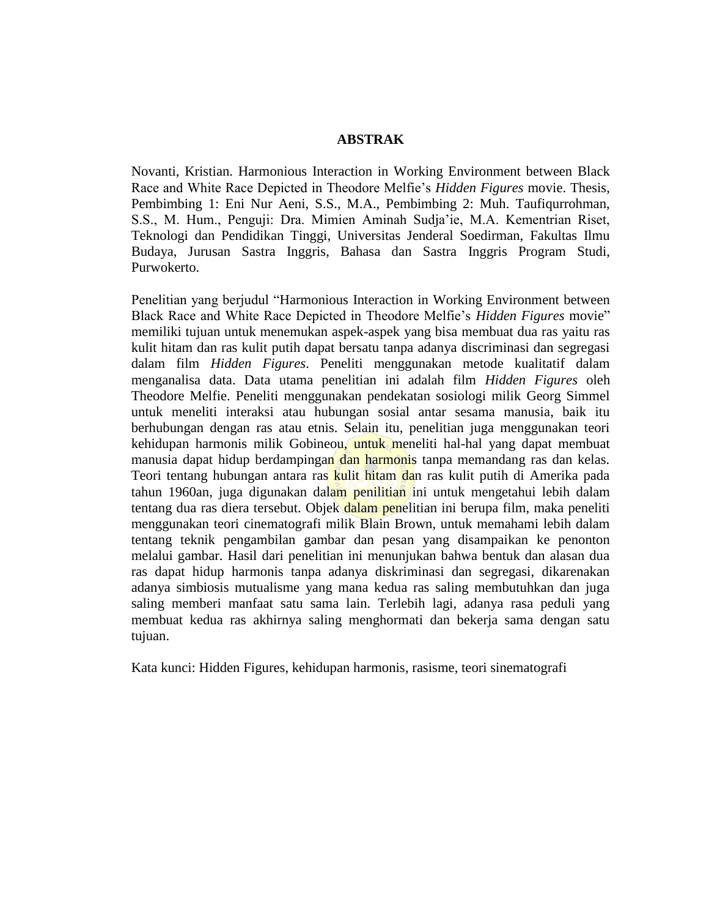# ABSTRAK

Novanti, Kristian. Harmonious Interaction in Working Environment between Black Race and White Race Depicted in Theodore Melfie's *Hidden Figures* movie. Thesis, Pembimbing 1: Eni Nur Aeni, S.S., M.A., Pembimbing 2: Muh. Taufiqurrohman, S.S., M. Hum., Penguji: Dra. Mimien Aminah Sudja'ie, M.A. Kementrian Riset, Teknologi dan Pendidikan Tinggi, Universitas Jenderal Soedirman, Fakultas Ilmu Budaya, Jurusan Sastra Inggris, Bahasa dan Sastra Inggris Program Studi, Purwokerto.

Penelitian yang berjudul "Harmonious Interaction in Working Environment between Black Race and White Race Depicted in Theodore Melfie's *Hidden Figures* movie" memiliki tujuan untuk menemukan aspek-aspek yang bisa membuat dua ras yaitu ras kulit hitam dan ras kulit putih dapat bersatu tanpa adanya discriminasi dan segregasi dalam film *Hidden Figures*. Peneliti menggunakan metode kualitatif dalam menganalisa data. Data utama penelitian ini adalah film *Hidden Figures* oleh Theodore Melfie. Peneliti menggunakan pendekatan sosiologi milik Georg Simmel untuk meneliti interaksi atau hubungan sosial antar sesama manusia, baik itu berhubungan dengan ras atau etnis. Selain itu, penelitian juga menggunakan teori kehidupan harmonis milik Gobineou, untuk meneliti hal-hal yang dapat membuat manusia dapat hidup berdampingan dan harmonis tanpa memandang ras dan kelas. Teori tentang hubungan antara ras kulit hitam dan ras kulit putih di Amerika pada tahun 1960an, juga digunakan dalam penilitian ini untuk mengetahui lebih dalam tentang dua ras diera tersebut. Objek dalam penelitian ini berupa film, maka peneliti menggunakan teori cinematografi milik Blain Brown, untuk memahami lebih dalam tentang teknik pengambilan gambar dan pesan yang disampaikan ke penonton melalui gambar. Hasil dari penelitian ini menunjukan bahwa bentuk dan alasan dua ras dapat hidup harmonis tanpa adanya diskriminasi dan segregasi, dikarenakan adanya simbiosis mutualisme yang mana kedua ras saling membutuhkan dan juga saling memberi manfaat satu sama lain. Terlebih lagi, adanya rasa peduli yang membuat kedua ras akhirnya saling menghormati dan bekerja sama dengan satu tujuan.

Kata kunci: Hidden Figures, kehidupan harmonis, rasisme, teori sinematografi